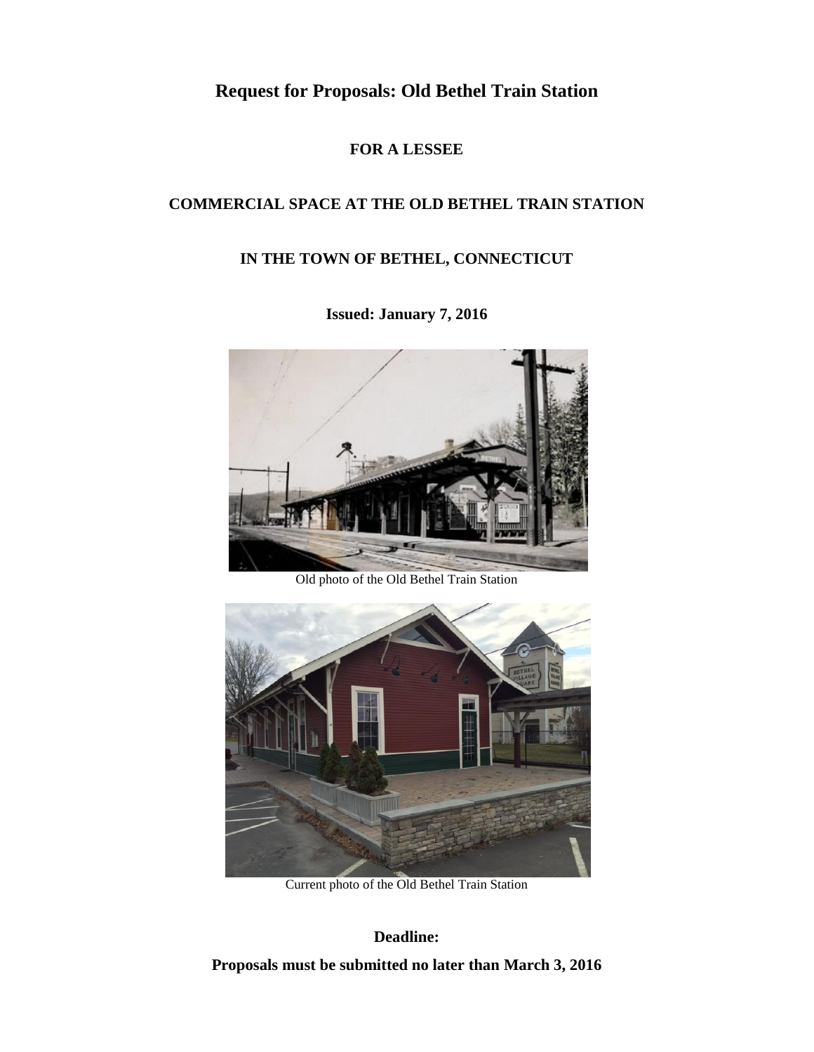# Request for Proposals: Old Bethel Train Station

**FOR A LESSEE**

**COMMERCIAL SPACE AT THE OLD BETHEL TRAIN STATION**

**IN THE TOWN OF BETHEL, CONNECTICUT**

**Issued: January 7, 2016**

Old photo of the Old Bethel Train Station

Current photo of the Old Bethel Train Station

**Deadline:**

**Proposals must be submitted no later than March 3, 2016**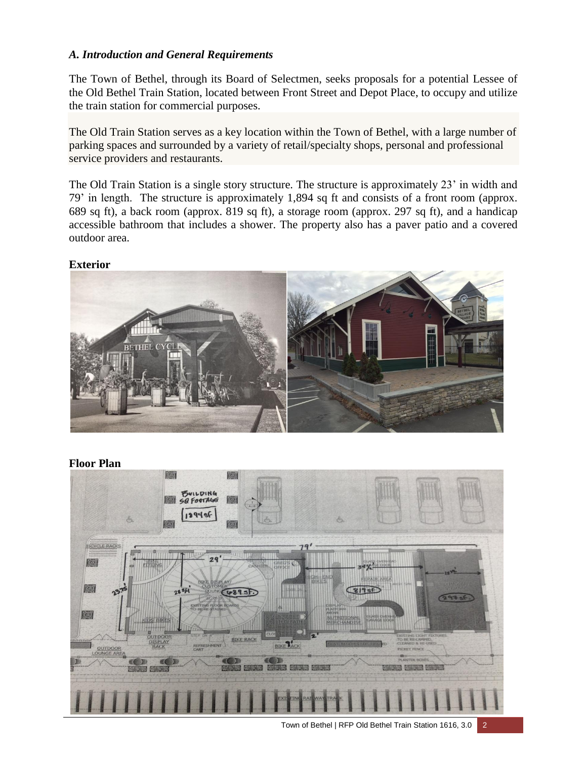### *A. Introduction and General Requirements*

The Town of Bethel, through its Board of Selectmen, seeks proposals for a potential Lessee of the Old Bethel Train Station, located between Front Street and Depot Place, to occupy and utilize the train station for commercial purposes.

The Old Train Station serves as a key location within the Town of Bethel, with a large number of parking spaces and surrounded by a variety of retail/specialty shops, personal and professional service providers and restaurants.

The Old Train Station is a single story structure. The structure is approximately 23' in width and 79' in length. The structure is approximately 1,894 sq ft and consists of a front room (approx. 689 sq ft), a back room (approx. 819 sq ft), a storage room (approx. 297 sq ft), and a handicap accessible bathroom that includes a shower. The property also has a paver patio and a covered outdoor area.

**Exterior**

**Floor Plan**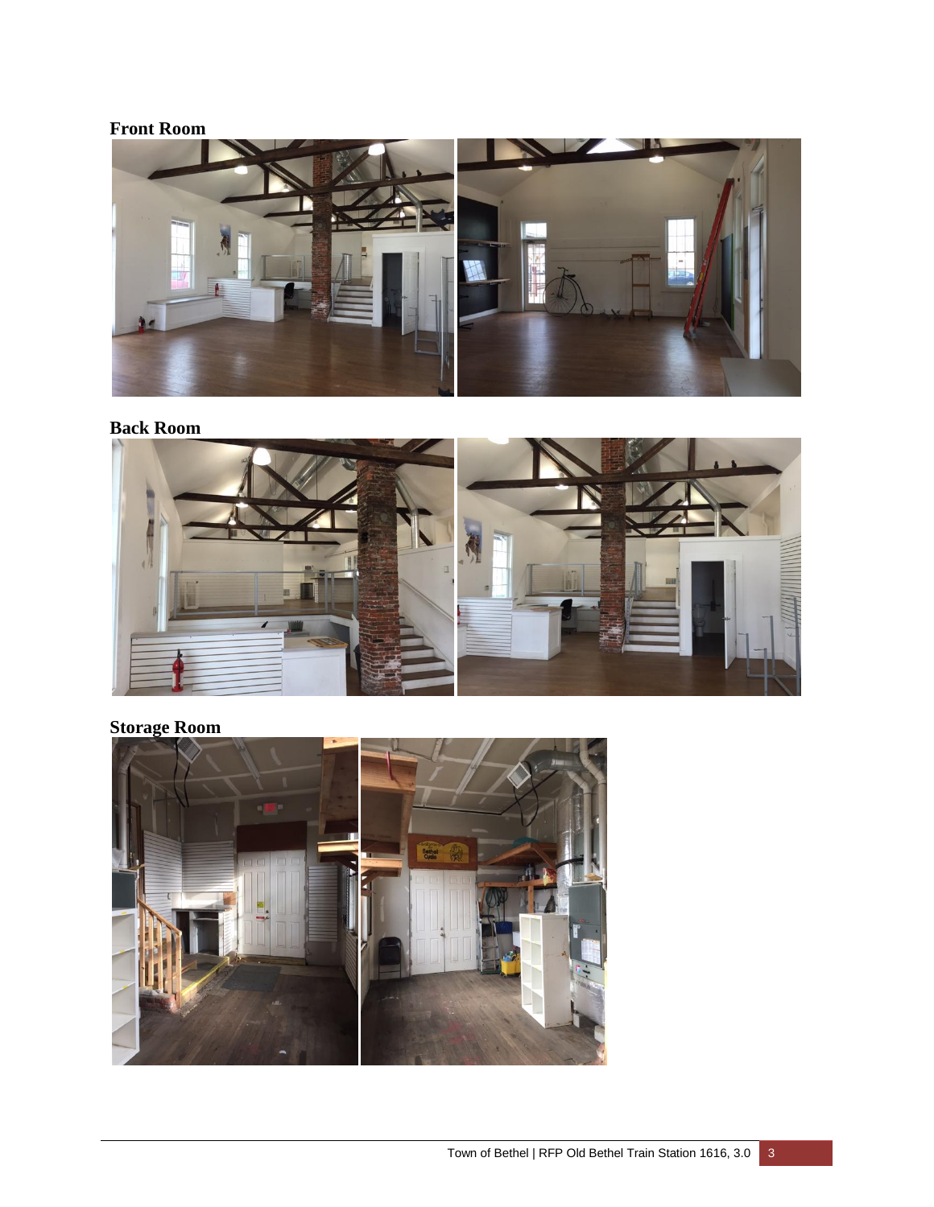**Front Room**

**Back Room**

**Storage Room**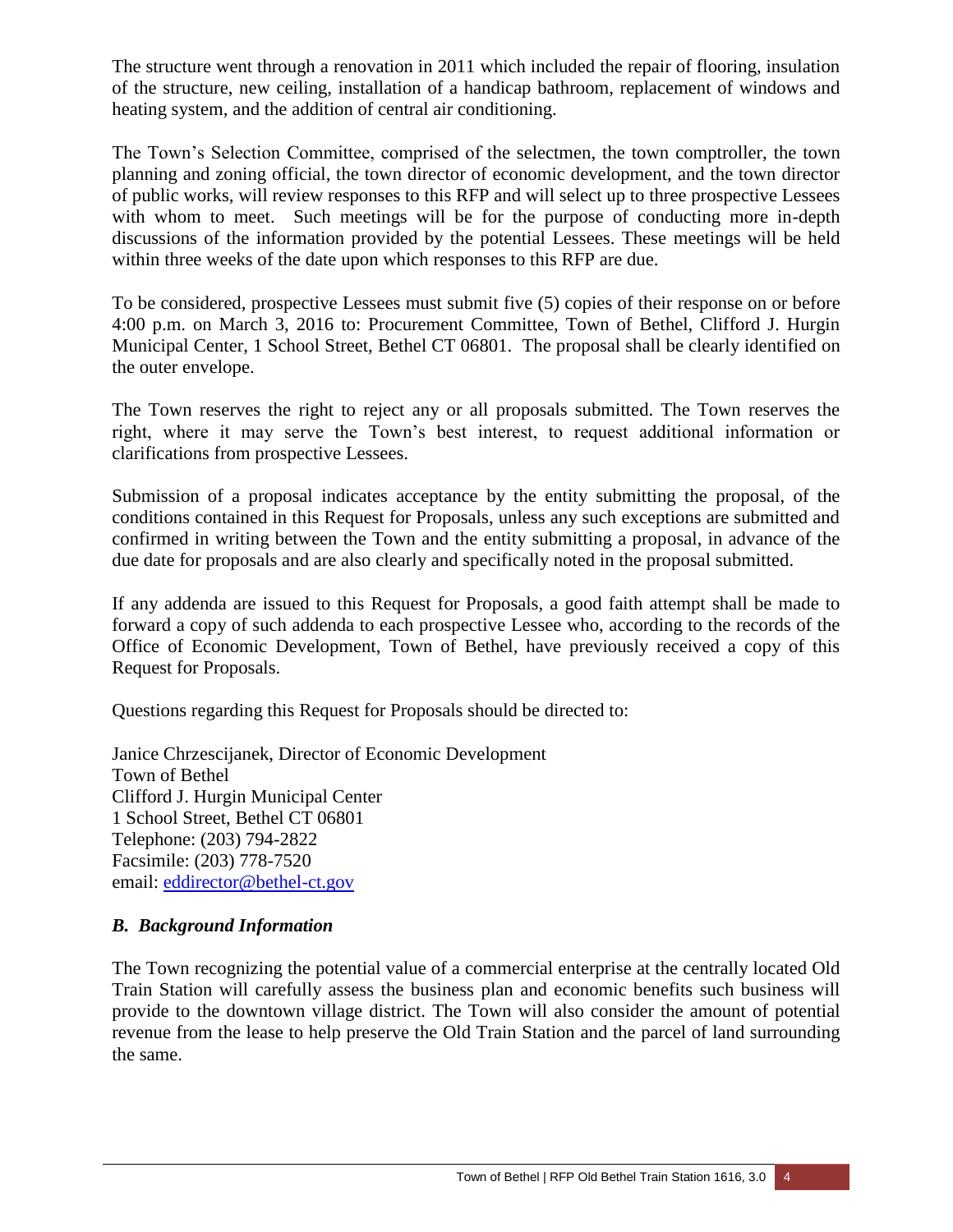The structure went through a renovation in 2011 which included the repair of flooring, insulation of the structure, new ceiling, installation of a handicap bathroom, replacement of windows and heating system, and the addition of central air conditioning.

The Town's Selection Committee, comprised of the selectmen, the town comptroller, the town planning and zoning official, the town director of economic development, and the town director of public works, will review responses to this RFP and will select up to three prospective Lessees with whom to meet. Such meetings will be for the purpose of conducting more in-depth discussions of the information provided by the potential Lessees. These meetings will be held within three weeks of the date upon which responses to this RFP are due.

To be considered, prospective Lessees must submit five (5) copies of their response on or before 4:00 p.m. on March 3, 2016 to: Procurement Committee, Town of Bethel, Clifford J. Hurgin Municipal Center, 1 School Street, Bethel CT 06801. The proposal shall be clearly identified on the outer envelope.

The Town reserves the right to reject any or all proposals submitted. The Town reserves the right, where it may serve the Town's best interest, to request additional information or clarifications from prospective Lessees.

Submission of a proposal indicates acceptance by the entity submitting the proposal, of the conditions contained in this Request for Proposals, unless any such exceptions are submitted and confirmed in writing between the Town and the entity submitting a proposal, in advance of the due date for proposals and are also clearly and specifically noted in the proposal submitted.

If any addenda are issued to this Request for Proposals, a good faith attempt shall be made to forward a copy of such addenda to each prospective Lessee who, according to the records of the Office of Economic Development, Town of Bethel, have previously received a copy of this Request for Proposals.

Questions regarding this Request for Proposals should be directed to:

Janice Chrzescijanek, Director of Economic Development
Town of Bethel
Clifford J. Hurgin Municipal Center
1 School Street, Bethel CT 06801
Telephone: (203) 794-2822
Facsimile: (203) 778-7520
email: eddirector@bethel-ct.gov

### *B. Background Information*

The Town recognizing the potential value of a commercial enterprise at the centrally located Old Train Station will carefully assess the business plan and economic benefits such business will provide to the downtown village district. The Town will also consider the amount of potential revenue from the lease to help preserve the Old Train Station and the parcel of land surrounding the same.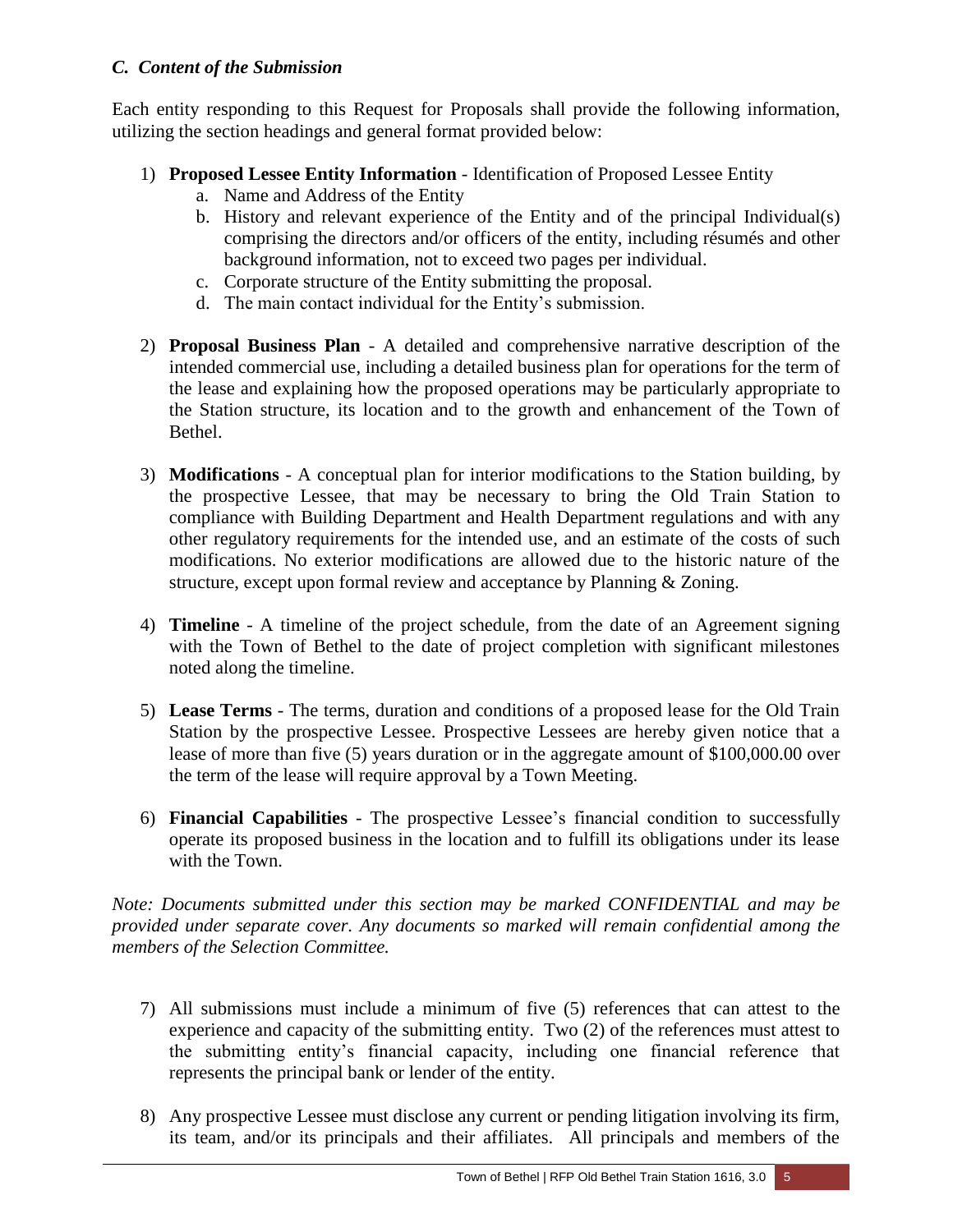### *C. Content of the Submission*

Each entity responding to this Request for Proposals shall provide the following information, utilizing the section headings and general format provided below:

1) **Proposed Lessee Entity Information** - Identification of Proposed Lessee Entity
   a. Name and Address of the Entity
   b. History and relevant experience of the Entity and of the principal Individual(s) comprising the directors and/or officers of the entity, including résumés and other background information, not to exceed two pages per individual.
   c. Corporate structure of the Entity submitting the proposal.
   d. The main contact individual for the Entity's submission.

2) **Proposal Business Plan** - A detailed and comprehensive narrative description of the intended commercial use, including a detailed business plan for operations for the term of the lease and explaining how the proposed operations may be particularly appropriate to the Station structure, its location and to the growth and enhancement of the Town of Bethel.

3) **Modifications** - A conceptual plan for interior modifications to the Station building, by the prospective Lessee, that may be necessary to bring the Old Train Station to compliance with Building Department and Health Department regulations and with any other regulatory requirements for the intended use, and an estimate of the costs of such modifications. No exterior modifications are allowed due to the historic nature of the structure, except upon formal review and acceptance by Planning & Zoning.

4) **Timeline** - A timeline of the project schedule, from the date of an Agreement signing with the Town of Bethel to the date of project completion with significant milestones noted along the timeline.

5) **Lease Terms** - The terms, duration and conditions of a proposed lease for the Old Train Station by the prospective Lessee. Prospective Lessees are hereby given notice that a lease of more than five (5) years duration or in the aggregate amount of $100,000.00 over the term of the lease will require approval by a Town Meeting.

6) **Financial Capabilities** - The prospective Lessee's financial condition to successfully operate its proposed business in the location and to fulfill its obligations under its lease with the Town.

*Note: Documents submitted under this section may be marked CONFIDENTIAL and may be provided under separate cover. Any documents so marked will remain confidential among the members of the Selection Committee.*

7) All submissions must include a minimum of five (5) references that can attest to the experience and capacity of the submitting entity. Two (2) of the references must attest to the submitting entity's financial capacity, including one financial reference that represents the principal bank or lender of the entity.

8) Any prospective Lessee must disclose any current or pending litigation involving its firm, its team, and/or its principals and their affiliates. All principals and members of the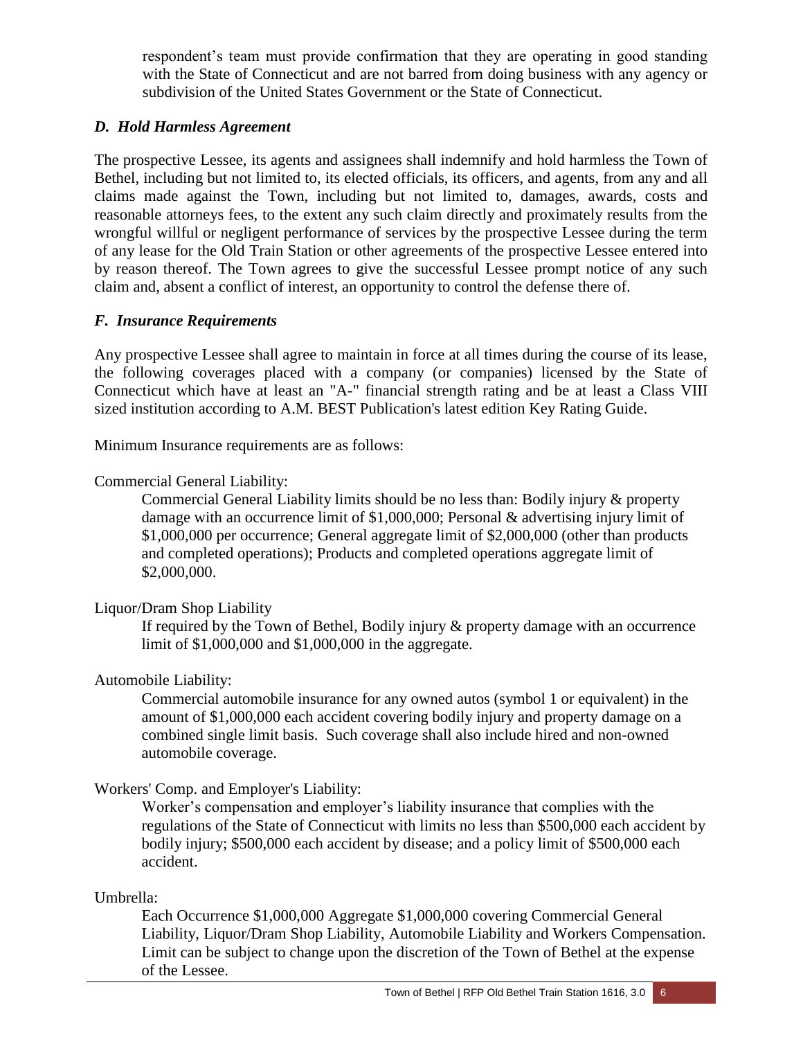respondent's team must provide confirmation that they are operating in good standing with the State of Connecticut and are not barred from doing business with any agency or subdivision of the United States Government or the State of Connecticut.

### *D. Hold Harmless Agreement*

The prospective Lessee, its agents and assignees shall indemnify and hold harmless the Town of Bethel, including but not limited to, its elected officials, its officers, and agents, from any and all claims made against the Town, including but not limited to, damages, awards, costs and reasonable attorneys fees, to the extent any such claim directly and proximately results from the wrongful willful or negligent performance of services by the prospective Lessee during the term of any lease for the Old Train Station or other agreements of the prospective Lessee entered into by reason thereof. The Town agrees to give the successful Lessee prompt notice of any such claim and, absent a conflict of interest, an opportunity to control the defense there of.

### *F. Insurance Requirements*

Any prospective Lessee shall agree to maintain in force at all times during the course of its lease, the following coverages placed with a company (or companies) licensed by the State of Connecticut which have at least an "A-" financial strength rating and be at least a Class VIII sized institution according to A.M. BEST Publication's latest edition Key Rating Guide.

Minimum Insurance requirements are as follows:

Commercial General Liability:

Commercial General Liability limits should be no less than: Bodily injury & property damage with an occurrence limit of $1,000,000; Personal & advertising injury limit of $1,000,000 per occurrence; General aggregate limit of $2,000,000 (other than products and completed operations); Products and completed operations aggregate limit of $2,000,000.

Liquor/Dram Shop Liability

If required by the Town of Bethel, Bodily injury & property damage with an occurrence limit of $1,000,000 and $1,000,000 in the aggregate.

Automobile Liability:

Commercial automobile insurance for any owned autos (symbol 1 or equivalent) in the amount of $1,000,000 each accident covering bodily injury and property damage on a combined single limit basis. Such coverage shall also include hired and non-owned automobile coverage.

Workers' Comp. and Employer's Liability:

Worker's compensation and employer's liability insurance that complies with the regulations of the State of Connecticut with limits no less than $500,000 each accident by bodily injury; $500,000 each accident by disease; and a policy limit of $500,000 each accident.

Umbrella:

Each Occurrence $1,000,000 Aggregate $1,000,000 covering Commercial General Liability, Liquor/Dram Shop Liability, Automobile Liability and Workers Compensation. Limit can be subject to change upon the discretion of the Town of Bethel at the expense of the Lessee.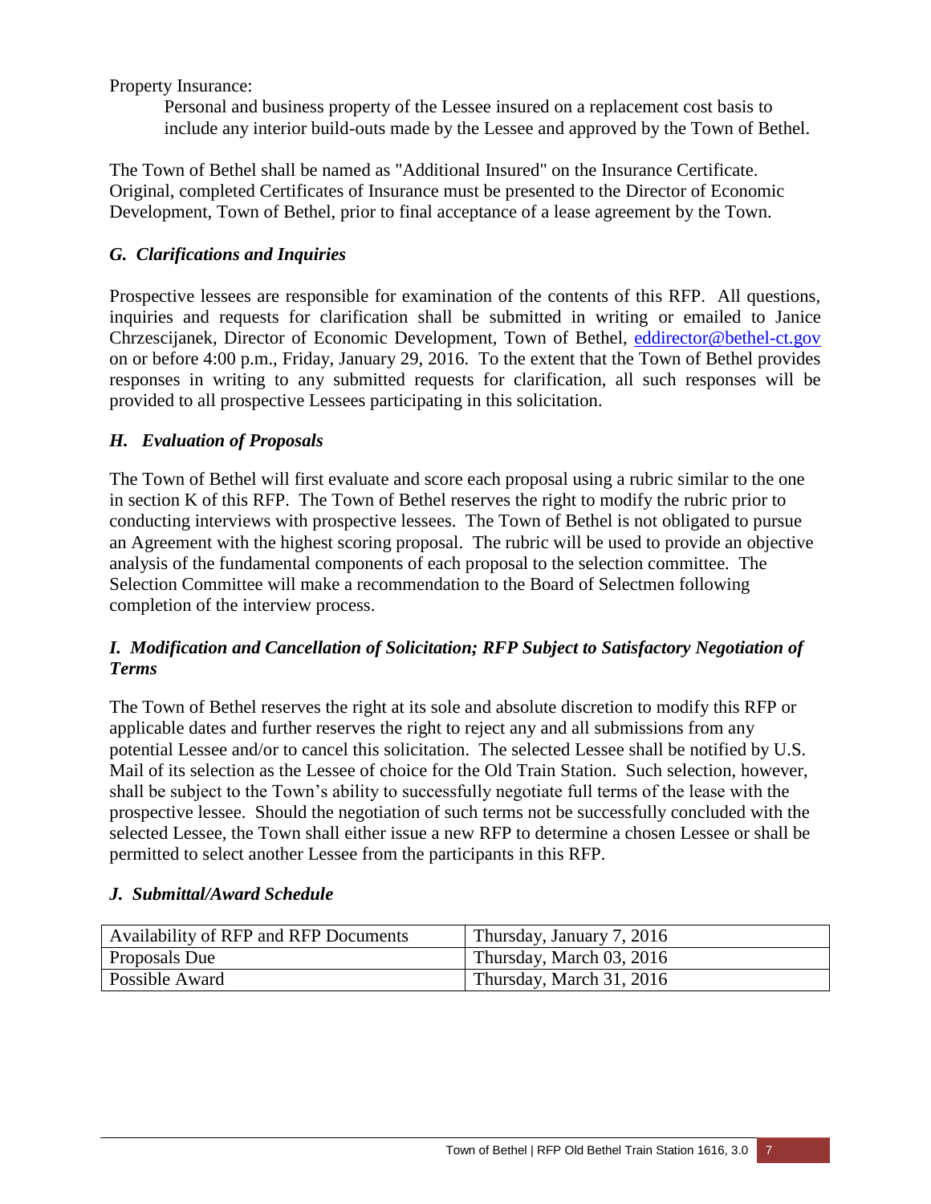Property Insurance:

Personal and business property of the Lessee insured on a replacement cost basis to include any interior build-outs made by the Lessee and approved by the Town of Bethel.

The Town of Bethel shall be named as "Additional Insured" on the Insurance Certificate. Original, completed Certificates of Insurance must be presented to the Director of Economic Development, Town of Bethel, prior to final acceptance of a lease agreement by the Town.

### *G. Clarifications and Inquiries*

Prospective lessees are responsible for examination of the contents of this RFP. All questions, inquiries and requests for clarification shall be submitted in writing or emailed to Janice Chrzescijanek, Director of Economic Development, Town of Bethel, eddirector@bethel-ct.gov on or before 4:00 p.m., Friday, January 29, 2016. To the extent that the Town of Bethel provides responses in writing to any submitted requests for clarification, all such responses will be provided to all prospective Lessees participating in this solicitation.

### *H. Evaluation of Proposals*

The Town of Bethel will first evaluate and score each proposal using a rubric similar to the one in section K of this RFP. The Town of Bethel reserves the right to modify the rubric prior to conducting interviews with prospective lessees. The Town of Bethel is not obligated to pursue an Agreement with the highest scoring proposal. The rubric will be used to provide an objective analysis of the fundamental components of each proposal to the selection committee. The Selection Committee will make a recommendation to the Board of Selectmen following completion of the interview process.

### *I. Modification and Cancellation of Solicitation; RFP Subject to Satisfactory Negotiation of Terms*

The Town of Bethel reserves the right at its sole and absolute discretion to modify this RFP or applicable dates and further reserves the right to reject any and all submissions from any potential Lessee and/or to cancel this solicitation. The selected Lessee shall be notified by U.S. Mail of its selection as the Lessee of choice for the Old Train Station. Such selection, however, shall be subject to the Town's ability to successfully negotiate full terms of the lease with the prospective lessee. Should the negotiation of such terms not be successfully concluded with the selected Lessee, the Town shall either issue a new RFP to determine a chosen Lessee or shall be permitted to select another Lessee from the participants in this RFP.

### *J. Submittal/Award Schedule*

| | |
|---|---|
| Availability of RFP and RFP Documents | Thursday, January 7, 2016 |
| Proposals Due | Thursday, March 03, 2016 |
| Possible Award | Thursday, March 31, 2016 |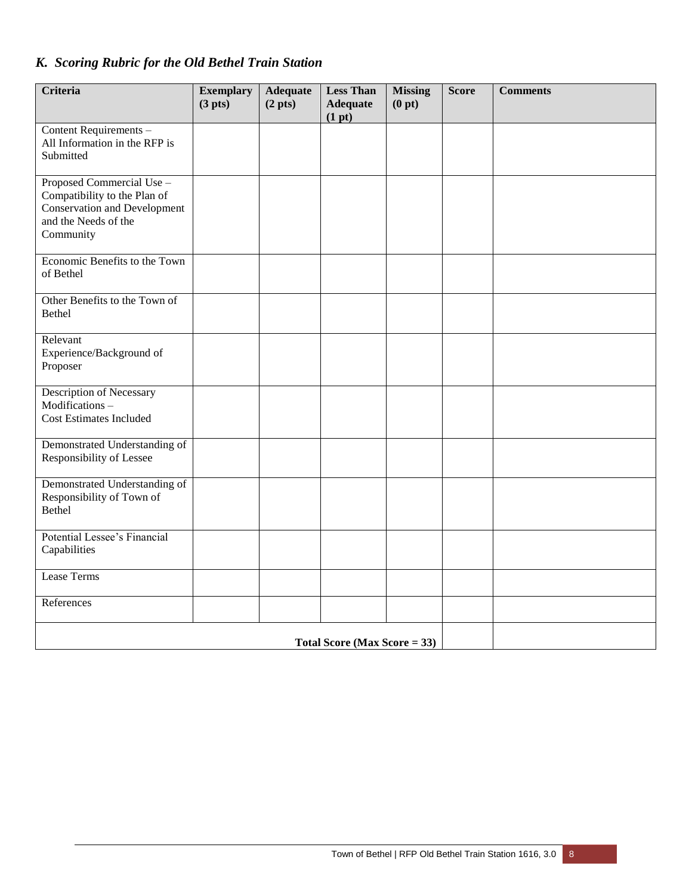## *K. Scoring Rubric for the Old Bethel Train Station*

| Criteria | Exemplary (3 pts) | Adequate (2 pts) | Less Than Adequate (1 pt) | Missing (0 pt) | Score | Comments |
|---|---|---|---|---|---|---|
| Content Requirements – All Information in the RFP is Submitted | | | | | | |
| Proposed Commercial Use – Compatibility to the Plan of Conservation and Development and the Needs of the Community | | | | | | |
| Economic Benefits to the Town of Bethel | | | | | | |
| Other Benefits to the Town of Bethel | | | | | | |
| Relevant Experience/Background of Proposer | | | | | | |
| Description of Necessary Modifications – Cost Estimates Included | | | | | | |
| Demonstrated Understanding of Responsibility of Lessee | | | | | | |
| Demonstrated Understanding of Responsibility of Town of Bethel | | | | | | |
| Potential Lessee's Financial Capabilities | | | | | | |
| Lease Terms | | | | | | |
| References | | | | | | |
| **Total Score (Max Score = 33)** | | | | | | |